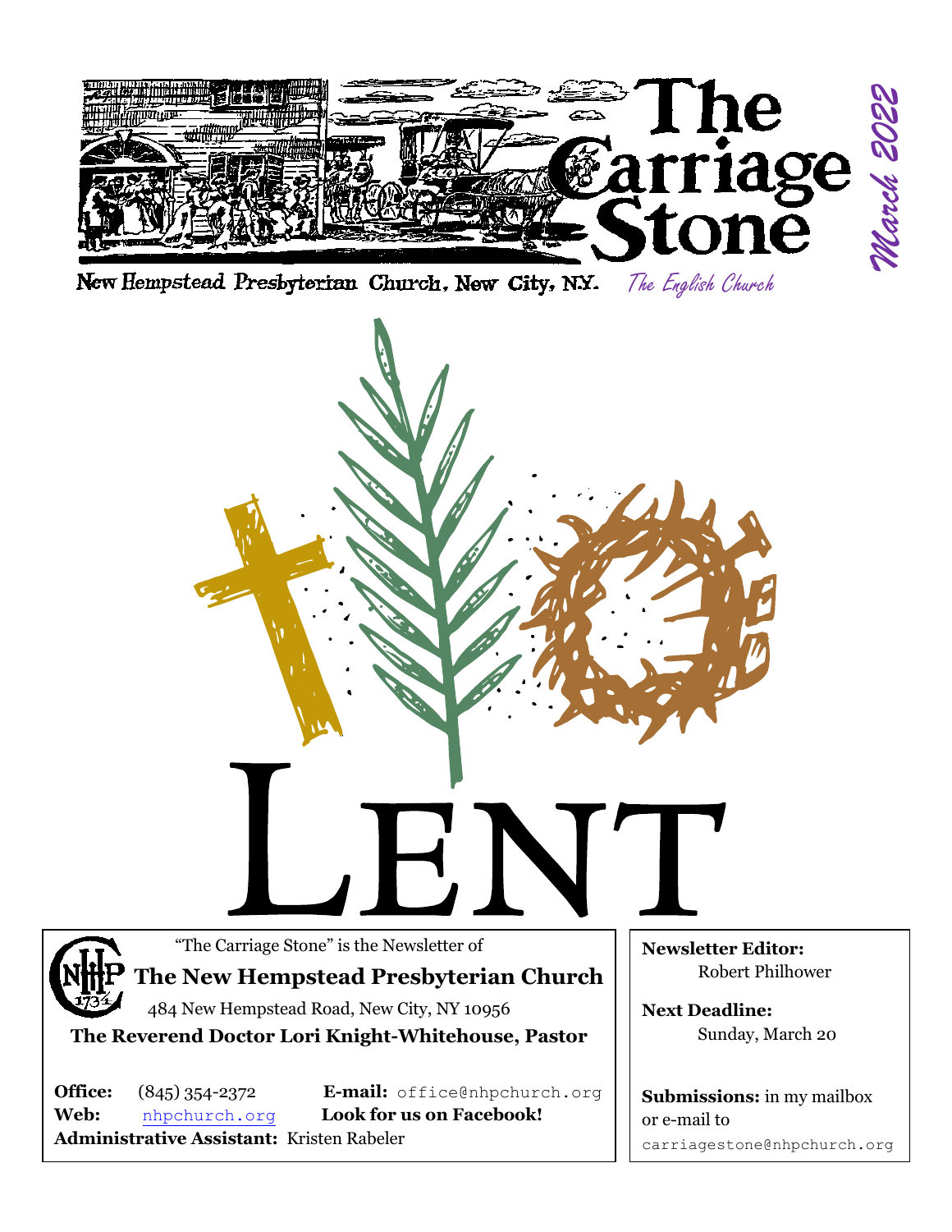# The Carriage Stone

*March 2022*

New Hempstead Presbyterian Church, New City, N.Y. *The English Church*

# LENT

"The Carriage Stone" is the Newsletter of

**The New Hempstead Presbyterian Church**

484 New Hempstead Road, New City, NY 10956

**The Reverend Doctor Lori Knight-Whitehouse, Pastor**

**Office:** (845) 354-2372 **E-mail:** office@nhpchurch.org

**Web:** nhpchurch.org **Look for us on Facebook!**

**Administrative Assistant:** Kristen Rabeler

**Newsletter Editor:**
Robert Philhower

**Next Deadline:**
Sunday, March 20

**Submissions:** in my mailbox or e-mail to carriagestone@nhpchurch.org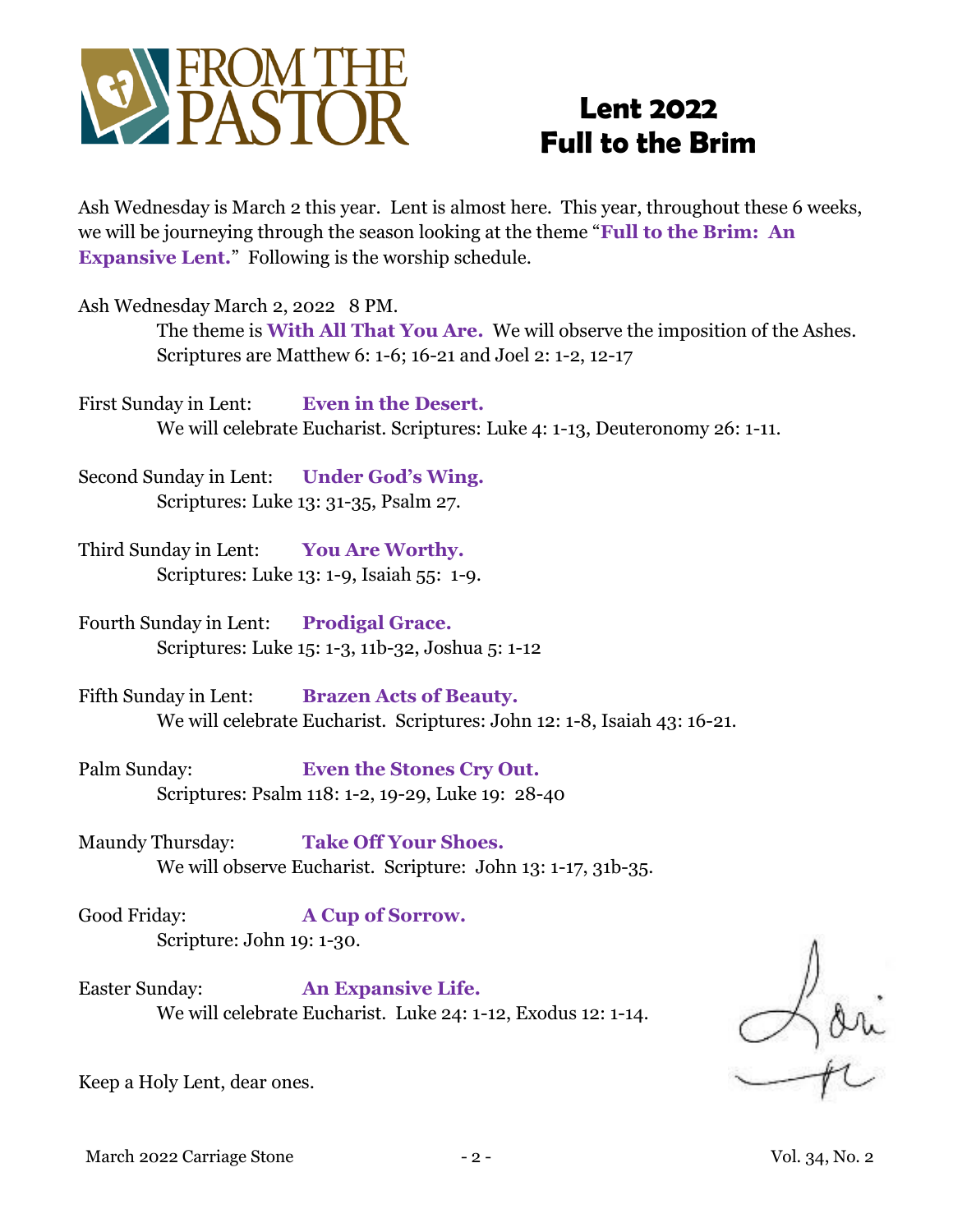# FROM THE PASTOR

## Lent 2022
## Full to the Brim

Ash Wednesday is March 2 this year. Lent is almost here. This year, throughout these 6 weeks, we will be journeying through the season looking at the theme "**Full to the Brim: An Expansive Lent.**" Following is the worship schedule.

Ash Wednesday March 2, 2022 8 PM.
The theme is **With All That You Are.** We will observe the imposition of the Ashes.
Scriptures are Matthew 6: 1-6; 16-21 and Joel 2: 1-2, 12-17

First Sunday in Lent: **Even in the Desert.**
We will celebrate Eucharist. Scriptures: Luke 4: 1-13, Deuteronomy 26: 1-11.

Second Sunday in Lent: **Under God's Wing.**
Scriptures: Luke 13: 31-35, Psalm 27.

Third Sunday in Lent: **You Are Worthy.**
Scriptures: Luke 13: 1-9, Isaiah 55: 1-9.

Fourth Sunday in Lent: **Prodigal Grace.**
Scriptures: Luke 15: 1-3, 11b-32, Joshua 5: 1-12

Fifth Sunday in Lent: **Brazen Acts of Beauty.**
We will celebrate Eucharist. Scriptures: John 12: 1-8, Isaiah 43: 16-21.

Palm Sunday: **Even the Stones Cry Out.**
Scriptures: Psalm 118: 1-2, 19-29, Luke 19: 28-40

Maundy Thursday: **Take Off Your Shoes.**
We will observe Eucharist. Scripture: John 13: 1-17, 31b-35.

Good Friday: **A Cup of Sorrow.**
Scripture: John 19: 1-30.

Easter Sunday: **An Expansive Life.**
We will celebrate Eucharist. Luke 24: 1-12, Exodus 12: 1-14.

Keep a Holy Lent, dear ones.

Lori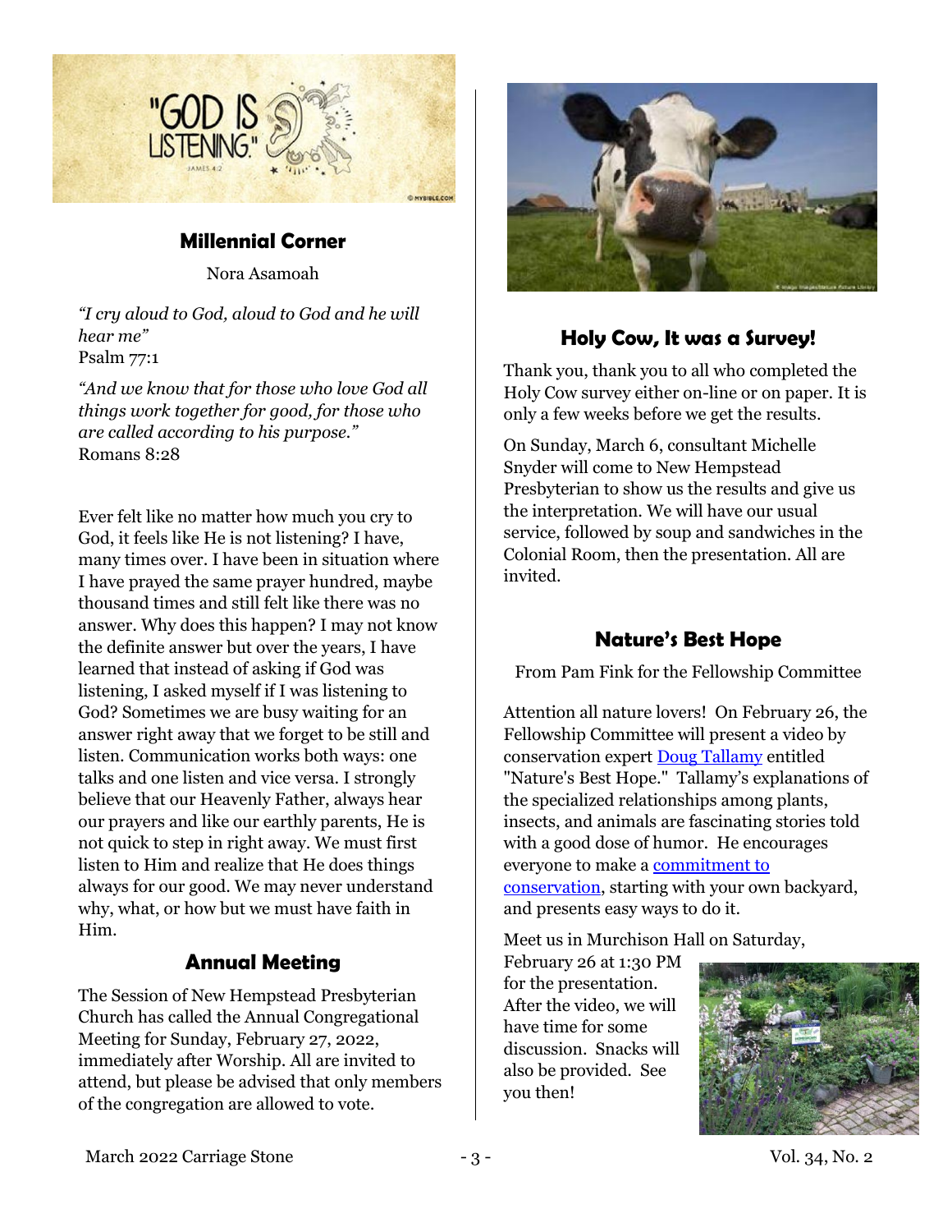## Millennial Corner

Nora Asamoah

*"I cry aloud to God, aloud to God and he will hear me"*
Psalm 77:1

*"And we know that for those who love God all things work together for good, for those who are called according to his purpose."*
Romans 8:28

Ever felt like no matter how much you cry to God, it feels like He is not listening? I have, many times over. I have been in situation where I have prayed the same prayer hundred, maybe thousand times and still felt like there was no answer. Why does this happen? I may not know the definite answer but over the years, I have learned that instead of asking if God was listening, I asked myself if I was listening to God? Sometimes we are busy waiting for an answer right away that we forget to be still and listen. Communication works both ways: one talks and one listen and vice versa. I strongly believe that our Heavenly Father, always hear our prayers and like our earthly parents, He is not quick to step in right away. We must first listen to Him and realize that He does things always for our good. We may never understand why, what, or how but we must have faith in Him.

## Annual Meeting

The Session of New Hempstead Presbyterian Church has called the Annual Congregational Meeting for Sunday, February 27, 2022, immediately after Worship. All are invited to attend, but please be advised that only members of the congregation are allowed to vote.

## Holy Cow, It was a Survey!

Thank you, thank you to all who completed the Holy Cow survey either on-line or on paper. It is only a few weeks before we get the results.

On Sunday, March 6, consultant Michelle Snyder will come to New Hempstead Presbyterian to show us the results and give us the interpretation. We will have our usual service, followed by soup and sandwiches in the Colonial Room, then the presentation. All are invited.

## Nature's Best Hope

From Pam Fink for the Fellowship Committee

Attention all nature lovers! On February 26, the Fellowship Committee will present a video by conservation expert Doug Tallamy entitled "Nature's Best Hope." Tallamy's explanations of the specialized relationships among plants, insects, and animals are fascinating stories told with a good dose of humor. He encourages everyone to make a commitment to conservation, starting with your own backyard, and presents easy ways to do it.

Meet us in Murchison Hall on Saturday, February 26 at 1:30 PM for the presentation. After the video, we will have time for some discussion. Snacks will also be provided. See you then!